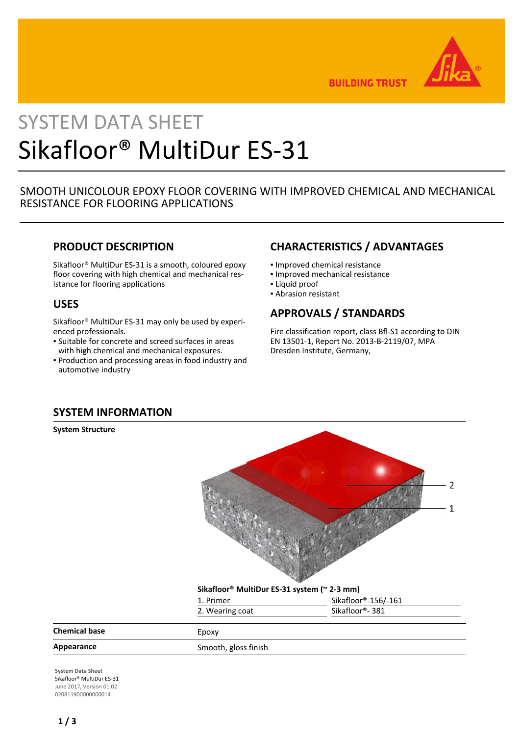# SYSTEM DATA SHEET

# Sikafloor® MultiDur ES-31

SMOOTH UNICOLOUR EPOXY FLOOR COVERING WITH IMPROVED CHEMICAL AND MECHANICAL RESISTANCE FOR FLOORING APPLICATIONS

## PRODUCT DESCRIPTION

Sikafloor® MultiDur ES-31 is a smooth, coloured epoxy floor covering with high chemical and mechanical resistance for flooring applications

## USES

Sikafloor® MultiDur ES-31 may only be used by experienced professionals.

- Suitable for concrete and screed surfaces in areas with high chemical and mechanical exposures.
- Production and processing areas in food industry and automotive industry

## CHARACTERISTICS / ADVANTAGES

- Improved chemical resistance
- Improved mechanical resistance
- Liquid proof
- Abrasion resistant

## APPROVALS / STANDARDS

Fire classification report, class Bfl-S1 according to DIN EN 13501-1, Report No. 2013-B-2119/07, MPA Dresden Institute, Germany,

## SYSTEM INFORMATION

**System Structure**

**Sikafloor® MultiDur ES-31 system (~ 2-3 mm)**

| | |
|---|---|
| 1. Primer | Sikafloor®-156/-161 |
| 2. Wearing coat | Sikafloor®- 381 |

| | |
|---|---|
| **Chemical base** | Epoxy |
| **Appearance** | Smooth, gloss finish |

System Data Sheet
Sikafloor® MultiDur ES-31
June 2017, Version 01.02
020811900000000014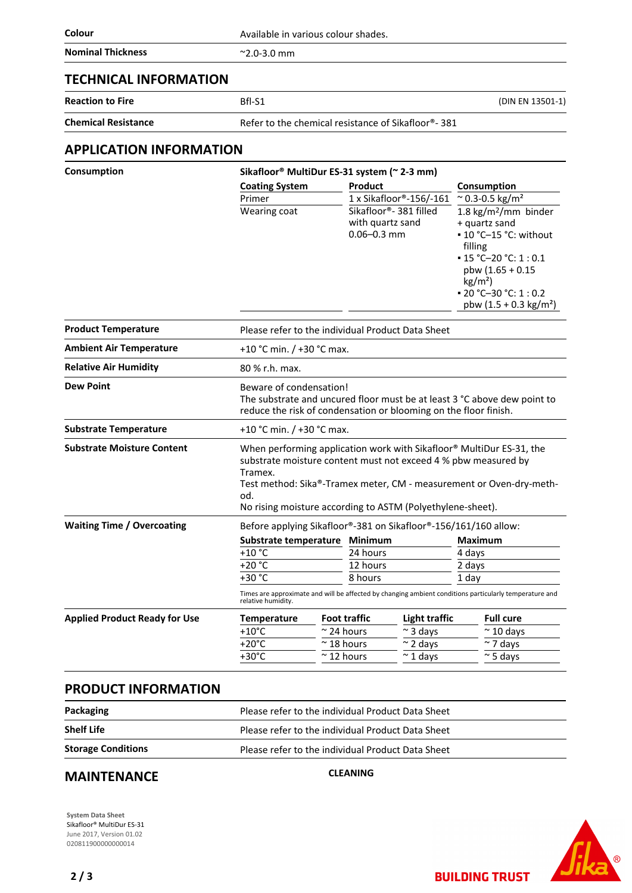| | |
|---|---|
| **Colour** | Available in various colour shades. |
| **Nominal Thickness** | ~2.0-3.0 mm |

## TECHNICAL INFORMATION

| | | |
|---|---|---|
| **Reaction to Fire** | Bfl-S1 | (DIN EN 13501-1) |
| **Chemical Resistance** | Refer to the chemical resistance of Sikafloor®- 381 | |

## APPLICATION INFORMATION

**Consumption**

**Sikafloor® MultiDur ES-31 system (~ 2-3 mm)**

| Coating System | Product | Consumption |
|---|---|---|
| Primer | 1 x Sikafloor®-156/-161 | ~ 0.3-0.5 kg/m² |
| Wearing coat | Sikafloor®- 381 filled with quartz sand 0.06–0.3 mm | 1.8 kg/m²/mm binder + quartz sand<br>▪ 10 °C–15 °C: without filling<br>▪ 15 °C–20 °C: 1 : 0.1 pbw (1.65 + 0.15 kg/m²)<br>▪ 20 °C–30 °C: 1 : 0.2 pbw (1.5 + 0.3 kg/m²) |

| | |
|---|---|
| **Product Temperature** | Please refer to the individual Product Data Sheet |
| **Ambient Air Temperature** | +10 °C min. / +30 °C max. |
| **Relative Air Humidity** | 80 % r.h. max. |
| **Dew Point** | Beware of condensation!<br>The substrate and uncured floor must be at least 3 °C above dew point to reduce the risk of condensation or blooming on the floor finish. |
| **Substrate Temperature** | +10 °C min. / +30 °C max. |
| **Substrate Moisture Content** | When performing application work with Sikafloor® MultiDur ES-31, the substrate moisture content must not exceed 4 % pbw measured by Tramex.<br>Test method: Sika®-Tramex meter, CM - measurement or Oven-dry-method.<br>No rising moisture according to ASTM (Polyethylene-sheet). |

**Waiting Time / Overcoating**

Before applying Sikafloor®-381 on Sikafloor®-156/161/160 allow:

| Substrate temperature | Minimum | Maximum |
|---|---|---|
| +10 °C | 24 hours | 4 days |
| +20 °C | 12 hours | 2 days |
| +30 °C | 8 hours | 1 day |

Times are approximate and will be affected by changing ambient conditions particularly temperature and relative humidity.

**Applied Product Ready for Use**

| Temperature | Foot traffic | Light traffic | Full cure |
|---|---|---|---|
| +10°C | ~ 24 hours | ~ 3 days | ~ 10 days |
| +20°C | ~ 18 hours | ~ 2 days | ~ 7 days |
| +30°C | ~ 12 hours | ~ 1 days | ~ 5 days |

## PRODUCT INFORMATION

| | |
|---|---|
| **Packaging** | Please refer to the individual Product Data Sheet |
| **Shelf Life** | Please refer to the individual Product Data Sheet |
| **Storage Conditions** | Please refer to the individual Product Data Sheet |

## MAINTENANCE

**CLEANING**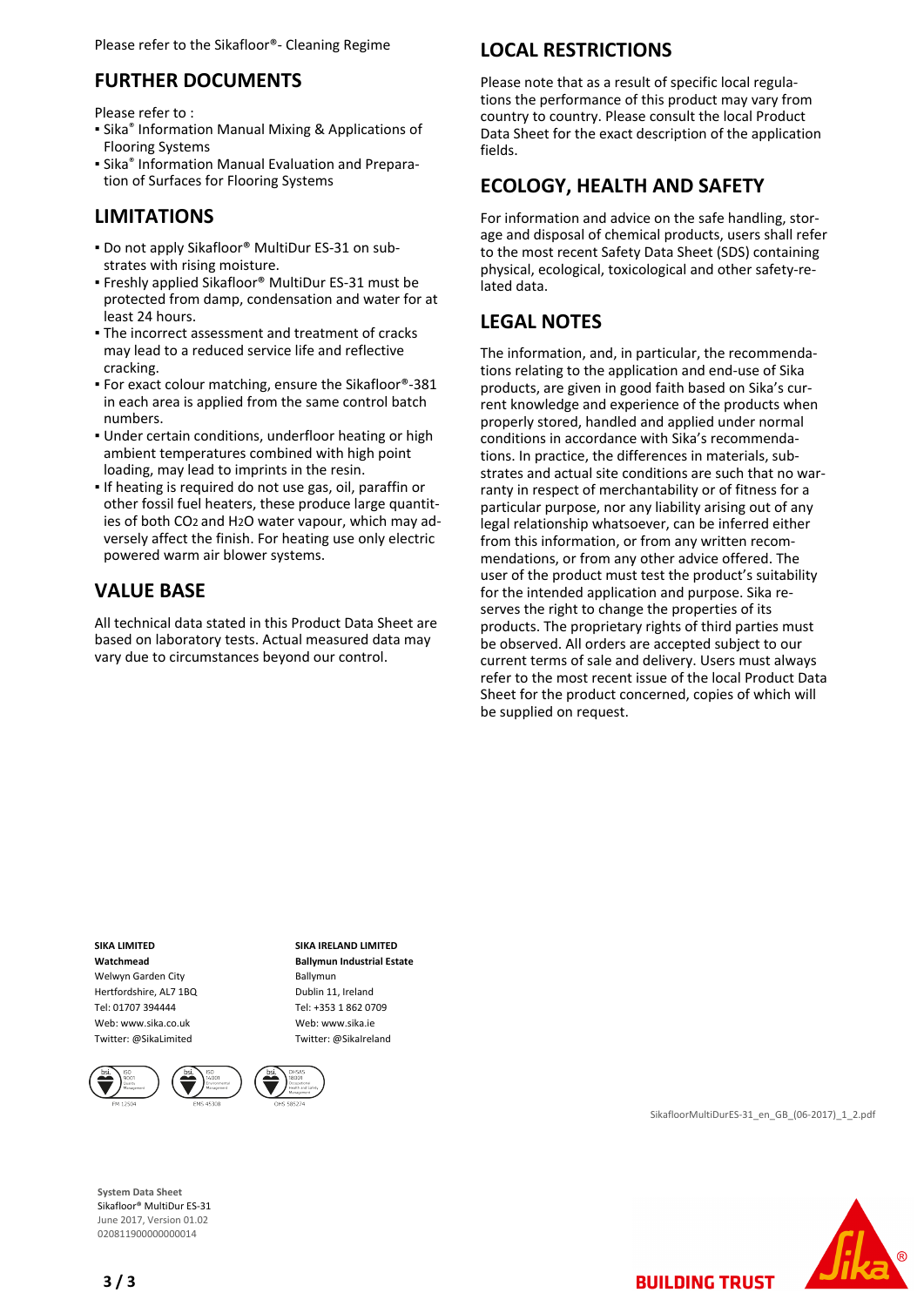Please refer to the Sikafloor®- Cleaning Regime

## FURTHER DOCUMENTS

Please refer to :

- Sika® Information Manual Mixing & Applications of Flooring Systems
- Sika® Information Manual Evaluation and Preparation of Surfaces for Flooring Systems

## LIMITATIONS

- Do not apply Sikafloor® MultiDur ES-31 on substrates with rising moisture.
- Freshly applied Sikafloor® MultiDur ES-31 must be protected from damp, condensation and water for at least 24 hours.
- The incorrect assessment and treatment of cracks may lead to a reduced service life and reflective cracking.
- For exact colour matching, ensure the Sikafloor®-381 in each area is applied from the same control batch numbers.
- Under certain conditions, underfloor heating or high ambient temperatures combined with high point loading, may lead to imprints in the resin.
- If heating is required do not use gas, oil, paraffin or other fossil fuel heaters, these produce large quantities of both $CO_2$ and $H_2O$ water vapour, which may adversely affect the finish. For heating use only electric powered warm air blower systems.

## VALUE BASE

All technical data stated in this Product Data Sheet are based on laboratory tests. Actual measured data may vary due to circumstances beyond our control.

## LOCAL RESTRICTIONS

Please note that as a result of specific local regulations the performance of this product may vary from country to country. Please consult the local Product Data Sheet for the exact description of the application fields.

## ECOLOGY, HEALTH AND SAFETY

For information and advice on the safe handling, storage and disposal of chemical products, users shall refer to the most recent Safety Data Sheet (SDS) containing physical, ecological, toxicological and other safety-related data.

## LEGAL NOTES

The information, and, in particular, the recommendations relating to the application and end-use of Sika products, are given in good faith based on Sika's current knowledge and experience of the products when properly stored, handled and applied under normal conditions in accordance with Sika's recommendations. In practice, the differences in materials, substrates and actual site conditions are such that no warranty in respect of merchantability or of fitness for a particular purpose, nor any liability arising out of any legal relationship whatsoever, can be inferred either from this information, or from any written recommendations, or from any other advice offered. The user of the product must test the product's suitability for the intended application and purpose. Sika reserves the right to change the properties of its products. The proprietary rights of third parties must be observed. All orders are accepted subject to our current terms of sale and delivery. Users must always refer to the most recent issue of the local Product Data Sheet for the product concerned, copies of which will be supplied on request.

**SIKA LIMITED**
**Watchmead**
Welwyn Garden City
Hertfordshire, AL7 1BQ
Tel: 01707 394444
Web: www.sika.co.uk
Twitter: @SikaLimited

**SIKA IRELAND LIMITED**
**Ballymun Industrial Estate**
Ballymun
Dublin 11, Ireland
Tel: +353 1 862 0709
Web: www.sika.ie
Twitter: @SikaIreland

FM 12504 EMS 45308 OHS 585274

SikafloorMultiDurES-31_en_GB_(06-2017)_1_2.pdf

**System Data Sheet**
Sikafloor® MultiDur ES-31
June 2017, Version 01.02
020811900000000014

**BUILDING TRUST**